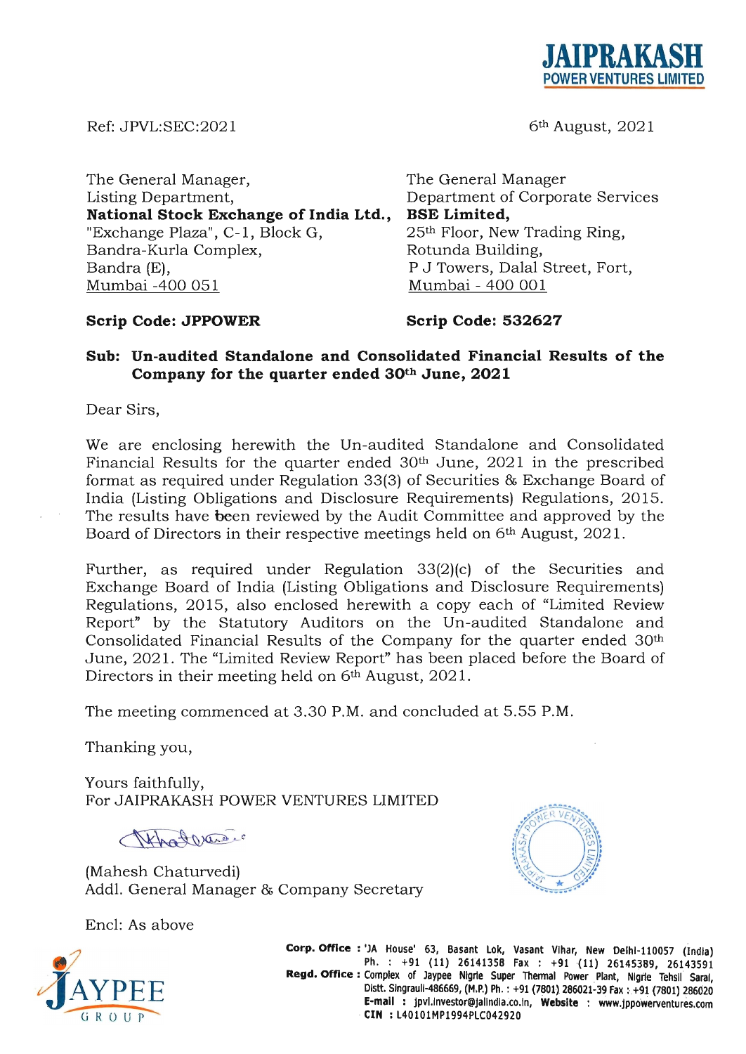**JAIPRAKASH**
**POWER VENTURES LIMITED**

Ref: JPVL:SEC:2021

6th August, 2021

The General Manager,
Listing Department,
**National Stock Exchange of India Ltd.,**
"Exchange Plaza", C-1, Block G,
Bandra-Kurla Complex,
Bandra (E),
Mumbai -400 051

**Scrip Code: JPPOWER**

The General Manager
Department of Corporate Services
**BSE Limited,**
25th Floor, New Trading Ring,
Rotunda Building,
P J Towers, Dalal Street, Fort,
Mumbai - 400 001

**Scrip Code: 532627**

**Sub: Un-audited Standalone and Consolidated Financial Results of the Company for the quarter ended 30th June, 2021**

Dear Sirs,

We are enclosing herewith the Un-audited Standalone and Consolidated Financial Results for the quarter ended 30th June, 2021 in the prescribed format as required under Regulation 33(3) of Securities & Exchange Board of India (Listing Obligations and Disclosure Requirements) Regulations, 2015. The results have been reviewed by the Audit Committee and approved by the Board of Directors in their respective meetings held on 6th August, 2021.

Further, as required under Regulation 33(2)(c) of the Securities and Exchange Board of India (Listing Obligations and Disclosure Requirements) Regulations, 2015, also enclosed herewith a copy each of "Limited Review Report" by the Statutory Auditors on the Un-audited Standalone and Consolidated Financial Results of the Company for the quarter ended 30th June, 2021. The "Limited Review Report" has been placed before the Board of Directors in their meeting held on 6th August, 2021.

The meeting commenced at 3.30 P.M. and concluded at 5.55 P.M.

Thanking you,

Yours faithfully,
For JAIPRAKASH POWER VENTURES LIMITED

(Mahesh Chaturvedi)
Addl. General Manager & Company Secretary

Encl: As above

**Corp. Office :** 'JA House' 63, Basant Lok, Vasant Vihar, New Delhi-110057 (India) Ph. : +91 (11) 26141358 Fax : +91 (11) 26145389, 26143591
**Regd. Office :** Complex of Jaypee Nigrie Super Thermal Power Plant, Nigrie Tehsil Sarai, Distt. Singrauli-486669, (M.P.) Ph. : +91 (7801) 286021-39 Fax : +91 (7801) 286020
**E-mail :** jpvl.investor@jalindia.co.in, **Website :** www.jppowerventures.com
**CIN :** L40101MP1994PLC042920

JAYPEE GROUP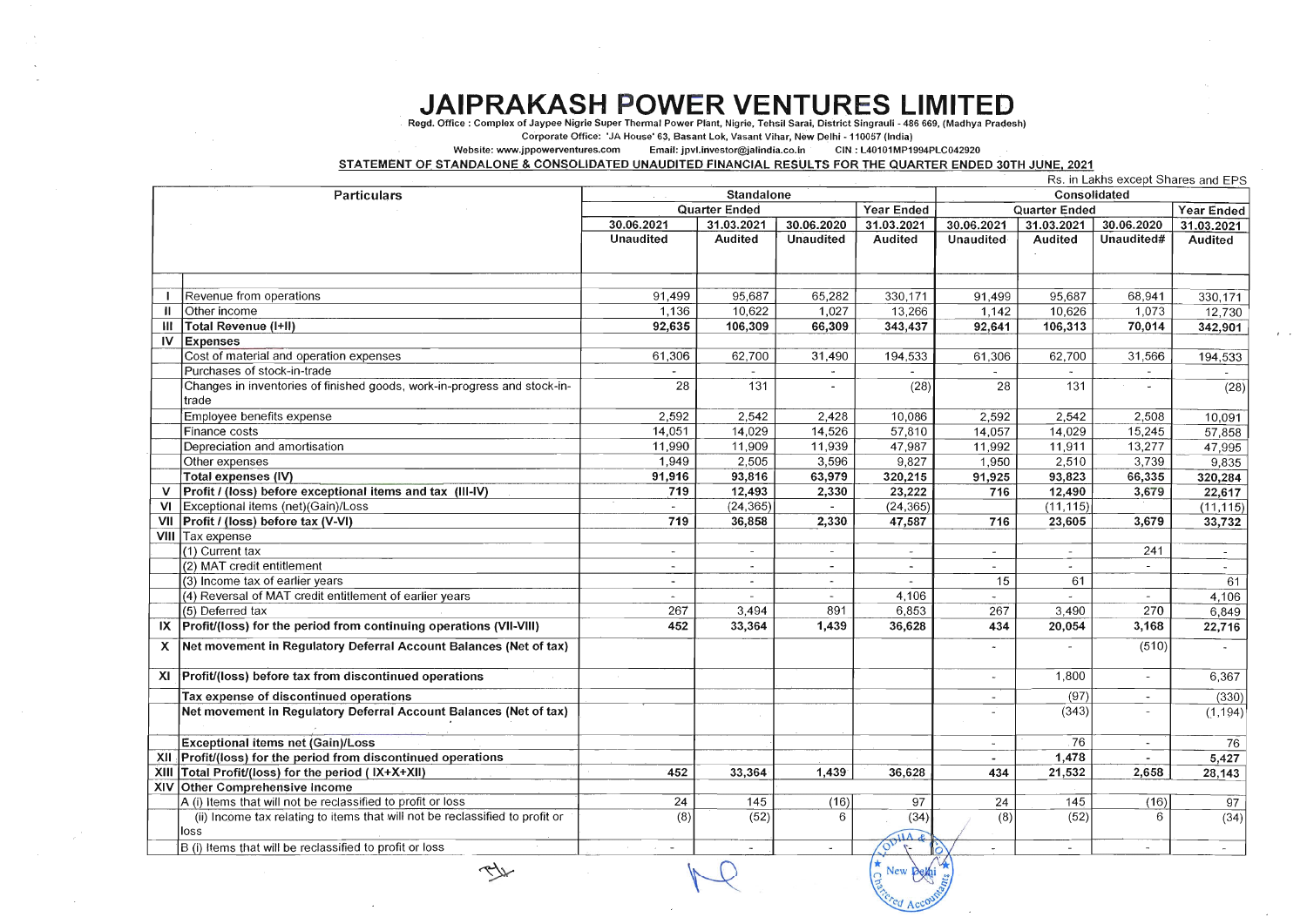# JAIPRAKASH POWER VENTURES LIMITED

Regd. Office : Complex of Jaypee Nigrie Super Thermal Power Plant, Nigrie, Tehsil Sarai, District Singrauli - 486 669, (Madhya Pradesh)

Corporate Office: 'JA House' 63, Basant Lok, Vasant Vihar, New Delhi - 110057 (India)

Website: www.jppowerventures.com Email: jpvl.investor@jalindia.co.in CIN : L40101MP1994PLC042920

**STATEMENT OF STANDALONE & CONSOLIDATED UNAUDITED FINANCIAL RESULTS FOR THE QUARTER ENDED 30TH JUNE, 2021**

Rs. in Lakhs except Shares and EPS

| | Particulars | Standalone | | | | Consolidated | | | |
|---|---|---|---|---|---|---|---|---|---|
| | | Quarter Ended | | | Year Ended | Quarter Ended | | | Year Ended |
| | | 30.06.2021 | 31.03.2021 | 30.06.2020 | 31.03.2021 | 30.06.2021 | 31.03.2021 | 30.06.2020 | 31.03.2021 |
| | | Unaudited | Audited | Unaudited | Audited | Unaudited | Audited | Unaudited# | Audited |
| I | Revenue from operations | 91,499 | 95,687 | 65,282 | 330,171 | 91,499 | 95,687 | 68,941 | 330,171 |
| II | Other income | 1,136 | 10,622 | 1,027 | 13,266 | 1,142 | 10,626 | 1,073 | 12,730 |
| III | **Total Revenue (I+II)** | **92,635** | **106,309** | **66,309** | **343,437** | **92,641** | **106,313** | **70,014** | **342,901** |
| IV | **Expenses** | | | | | | | | |
| | Cost of material and operation expenses | 61,306 | 62,700 | 31,490 | 194,533 | 61,306 | 62,700 | 31,566 | 194,533 |
| | Purchases of stock-in-trade | - | - | - | - | - | - | - | - |
| | Changes in inventories of finished goods, work-in-progress and stock-in-trade | 28 | 131 | - | (28) | 28 | 131 | - | (28) |
| | Employee benefits expense | 2,592 | 2,542 | 2,428 | 10,086 | 2,592 | 2,542 | 2,508 | 10,091 |
| | Finance costs | 14,051 | 14,029 | 14,526 | 57,810 | 14,057 | 14,029 | 15,245 | 57,858 |
| | Depreciation and amortisation | 11,990 | 11,909 | 11,939 | 47,987 | 11,992 | 11,911 | 13,277 | 47,995 |
| | Other expenses | 1,949 | 2,505 | 3,596 | 9,827 | 1,950 | 2,510 | 3,739 | 9,835 |
| | **Total expenses (IV)** | **91,916** | **93,816** | **63,979** | **320,215** | **91,925** | **93,823** | **66,335** | **320,284** |
| V | **Profit / (loss) before exceptional items and tax (III-IV)** | **719** | **12,493** | **2,330** | **23,222** | **716** | **12,490** | **3,679** | **22,617** |
| VI | Exceptional items (net)(Gain)/Loss | - | (24,365) | - | (24,365) | | (11,115) | | (11,115) |
| VII | **Profit / (loss) before tax (V-VI)** | **719** | **36,858** | **2,330** | **47,587** | **716** | **23,605** | **3,679** | **33,732** |
| VIII | Tax expense | | | | | | | | |
| | (1) Current tax | - | - | - | - | - | - | 241 | - |
| | (2) MAT credit entitlement | - | - | - | - | - | - | - | - |
| | (3) Income tax of earlier years | - | - | - | - | 15 | 61 | | 61 |
| | (4) Reversal of MAT credit entitlement of earlier years | - | - | - | 4,106 | - | - | - | 4,106 |
| | (5) Deferred tax | 267 | 3,494 | 891 | 6,853 | 267 | 3,490 | 270 | 6,849 |
| IX | **Profit/(loss) for the period from continuing operations (VII-VIII)** | **452** | **33,364** | **1,439** | **36,628** | **434** | **20,054** | **3,168** | **22,716** |
| X | **Net movement in Regulatory Deferral Account Balances (Net of tax)** | | | | | - | - | (510) | - |
| XI | **Profit/(loss) before tax from discontinued operations** | | | | | - | 1,800 | - | 6,367 |
| | **Tax expense of discontinued operations** | | | | | - | (97) | - | (330) |
| | **Net movement in Regulatory Deferral Account Balances (Net of tax)** | | | | | - | (343) | - | (1,194) |
| | **Exceptional items net (Gain)/Loss** | | | | | - | 76 | - | 76 |
| XII | **Profit/(loss) for the period from discontinued operations** | | | | | - | 1,478 | - | 5,427 |
| XIII | **Total Profit/(loss) for the period ( IX+X+XII)** | 452 | 33,364 | 1,439 | 36,628 | 434 | 21,532 | 2,658 | 28,143 |
| XIV | **Other Comprehensive Income** | | | | | | | | |
| | A (i) Items that will not be reclassified to profit or loss | 24 | 145 | (16) | 97 | 24 | 145 | (16) | 97 |
| | (ii) Income tax relating to items that will not be reclassified to profit or loss | (8) | (52) | 6 | (34) | (8) | (52) | 6 | (34) |
| | B (i) Items that will be reclassified to profit or loss | - | - | - | - | - | - | - | - |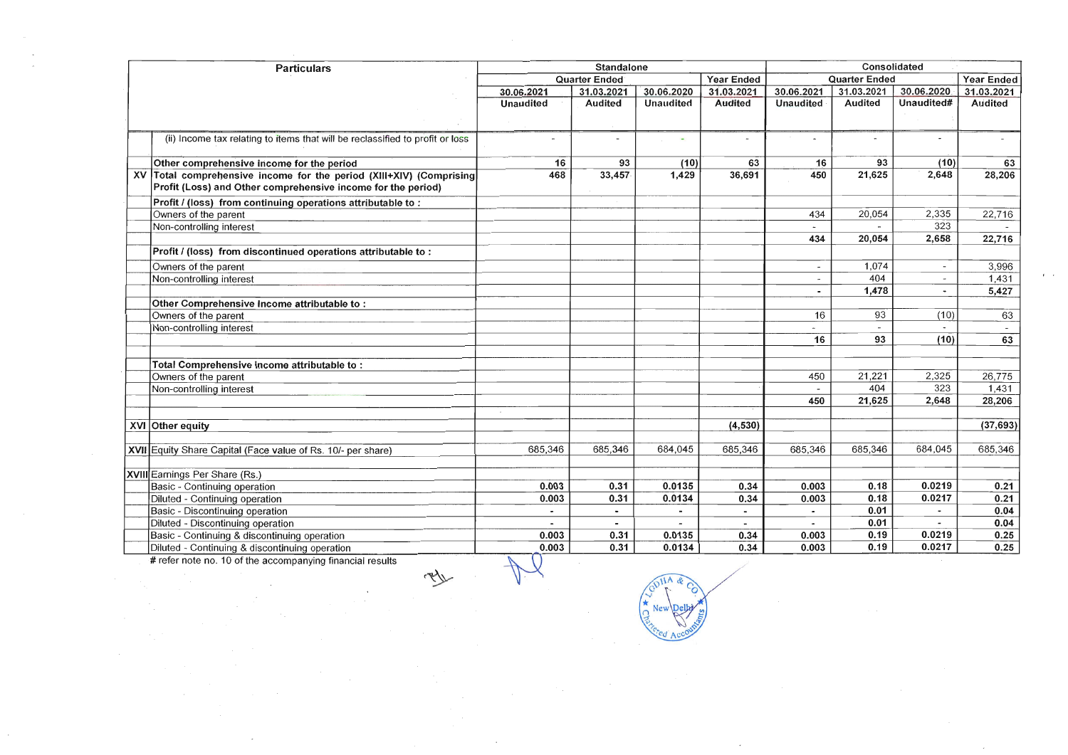| | Particulars | Standalone | | | | Consolidated | | | |
|---|---|---|---|---|---|---|---|---|---|
| | | Quarter Ended | | | Year Ended | Quarter Ended | | | Year Ended |
| | | 30.06.2021 | 31.03.2021 | 30.06.2020 | 31.03.2021 | 30.06.2021 | 31.03.2021 | 30.06.2020 | 31.03.2021 |
| | | Unaudited | Audited | Unaudited | Audited | Unaudited | Audited | Unaudited# | Audited |
| | (ii) Income tax relating to items that will be reclassified to profit or loss | - | - | - | - | - | - | - | - |
| | **Other comprehensive income for the period** | 16 | 93 | (10) | 63 | 16 | 93 | (10) | 63 |
| XV | **Total comprehensive income for the period (XIII+XIV) (Comprising Profit (Loss) and Other comprehensive income for the period)** | 468 | 33,457 | 1,429 | 36,691 | 450 | 21,625 | 2,648 | 28,206 |
| | **Profit / (loss) from continuing operations attributable to :** | | | | | | | | |
| | Owners of the parent | | | | | 434 | 20,054 | 2,335 | 22,716 |
| | Non-controlling interest | | | | | - | - | 323 | - |
| | | | | | | 434 | 20,054 | 2,658 | 22,716 |
| | **Profit / (loss) from discontinued operations attributable to :** | | | | | | | | |
| | Owners of the parent | | | | | - | 1,074 | - | 3,996 |
| | Non-controlling interest | | | | | - | 404 | - | 1,431 |
| | | | | | | - | 1,478 | - | 5,427 |
| | **Other Comprehensive Income attributable to :** | | | | | | | | |
| | Owners of the parent | | | | | 16 | 93 | (10) | 63 |
| | Non-controlling interest | | | | | - | - | - | - |
| | | | | | | 16 | 93 | (10) | 63 |
| | **Total Comprehensive Income attributable to :** | | | | | | | | |
| | Owners of the parent | | | | | 450 | 21,221 | 2,325 | 26,775 |
| | Non-controlling interest | | | | | - | 404 | 323 | 1,431 |
| | | | | | | 450 | 21,625 | 2,648 | 28,206 |
| XVI | **Other equity** | | | | (4,530) | | | | (37,693) |
| XVII | Equity Share Capital (Face value of Rs. 10/- per share) | 685,346 | 685,346 | 684,045 | 685,346 | 685,346 | 685,346 | 684,045 | 685,346 |
| XVIII | Earnings Per Share (Rs.) | | | | | | | | |
| | Basic - Continuing operation | 0.003 | 0.31 | 0.0135 | 0.34 | 0.003 | 0.18 | 0.0219 | 0.21 |
| | Diluted - Continuing operation | 0.003 | 0.31 | 0.0134 | 0.34 | 0.003 | 0.18 | 0.0217 | 0.21 |
| | Basic - Discontinuing operation | - | - | - | - | - | 0.01 | - | 0.04 |
| | Diluted - Discontinuing operation | - | - | - | - | - | 0.01 | - | 0.04 |
| | Basic - Continuing & discontinuing operation | 0.003 | 0.31 | 0.0135 | 0.34 | 0.003 | 0.19 | 0.0219 | 0.25 |
| | Diluted - Continuing & discontinuing operation | 0.003 | 0.31 | 0.0134 | 0.34 | 0.003 | 0.19 | 0.0217 | 0.25 |

# refer note no. 10 of the accompanying financial results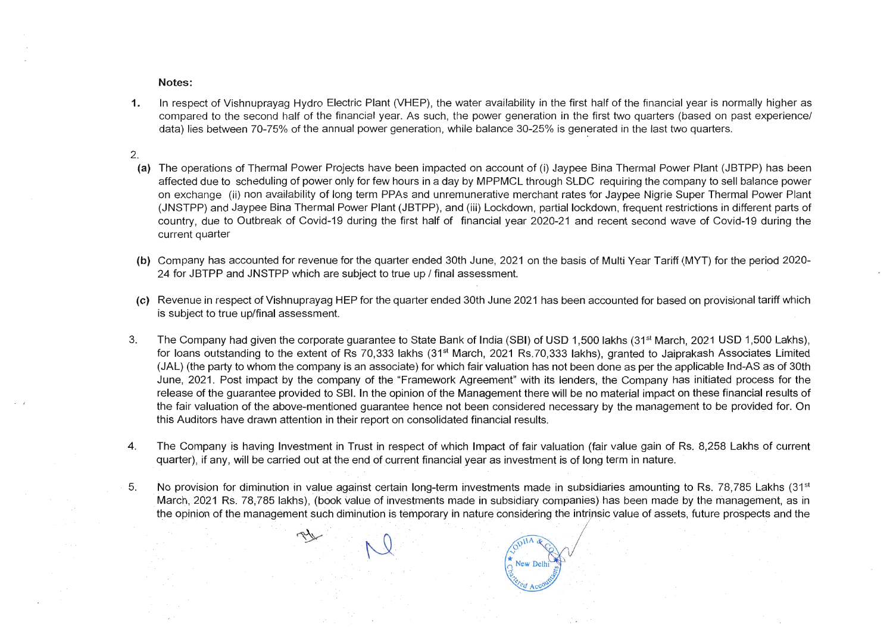**Notes:**

1. In respect of Vishnuprayag Hydro Electric Plant (VHEP), the water availability in the first half of the financial year is normally higher as compared to the second half of the financial year. As such, the power generation in the first two quarters (based on past experience/ data) lies between 70-75% of the annual power generation, while balance 30-25% is generated in the last two quarters.

2.

   **(a)** The operations of Thermal Power Projects have been impacted on account of (i) Jaypee Bina Thermal Power Plant (JBTPP) has been affected due to scheduling of power only for few hours in a day by MPPMCL through SLDC requiring the company to sell balance power on exchange (ii) non availability of long term PPAs and unremunerative merchant rates for Jaypee Nigrie Super Thermal Power Plant (JNSTPP) and Jaypee Bina Thermal Power Plant (JBTPP), and (iii) Lockdown, partial lockdown, frequent restrictions in different parts of country, due to Outbreak of Covid-19 during the first half of financial year 2020-21 and recent second wave of Covid-19 during the current quarter

   **(b)** Company has accounted for revenue for the quarter ended 30th June, 2021 on the basis of Multi Year Tariff (MYT) for the period 2020-24 for JBTPP and JNSTPP which are subject to true up / final assessment.

   **(c)** Revenue in respect of Vishnuprayag HEP for the quarter ended 30th June 2021 has been accounted for based on provisional tariff which is subject to true up/final assessment.

3. The Company had given the corporate guarantee to State Bank of India (SBI) of USD 1,500 lakhs (31st March, 2021 USD 1,500 Lakhs), for loans outstanding to the extent of Rs 70,333 lakhs (31st March, 2021 Rs.70,333 lakhs), granted to Jaiprakash Associates Limited (JAL) (the party to whom the company is an associate) for which fair valuation has not been done as per the applicable Ind-AS as of 30th June, 2021. Post impact by the company of the "Framework Agreement" with its lenders, the Company has initiated process for the release of the guarantee provided to SBI. In the opinion of the Management there will be no material impact on these financial results of the fair valuation of the above-mentioned guarantee hence not been considered necessary by the management to be provided for. On this Auditors have drawn attention in their report on consolidated financial results.

4. The Company is having Investment in Trust in respect of which Impact of fair valuation (fair value gain of Rs. 8,258 Lakhs of current quarter), if any, will be carried out at the end of current financial year as investment is of long term in nature.

5. No provision for diminution in value against certain long-term investments made in subsidiaries amounting to Rs. 78,785 Lakhs (31st March, 2021 Rs. 78,785 lakhs), (book value of investments made in subsidiary companies) has been made by the management, as in the opinion of the management such diminution is temporary in nature considering the intrinsic value of assets, future prospects and the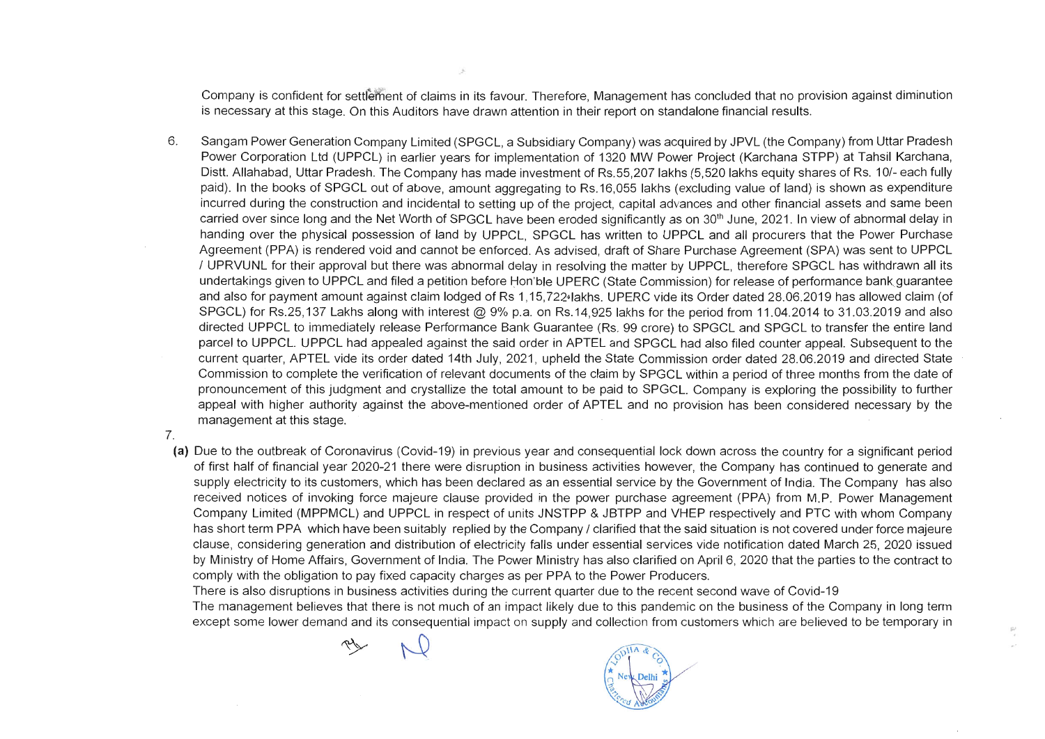Company is confident for settlement of claims in its favour. Therefore, Management has concluded that no provision against diminution is necessary at this stage. On this Auditors have drawn attention in their report on standalone financial results.

6. Sangam Power Generation Company Limited (SPGCL, a Subsidiary Company) was acquired by JPVL (the Company) from Uttar Pradesh Power Corporation Ltd (UPPCL) in earlier years for implementation of 1320 MW Power Project (Karchana STPP) at Tahsil Karchana, Distt. Allahabad, Uttar Pradesh. The Company has made investment of Rs.55,207 lakhs (5,520 lakhs equity shares of Rs. 10/- each fully paid). In the books of SPGCL out of above, amount aggregating to Rs.16,055 lakhs (excluding value of land) is shown as expenditure incurred during the construction and incidental to setting up of the project, capital advances and other financial assets and same been carried over since long and the Net Worth of SPGCL have been eroded significantly as on 30th June, 2021. In view of abnormal delay in handing over the physical possession of land by UPPCL, SPGCL has written to UPPCL and all procurers that the Power Purchase Agreement (PPA) is rendered void and cannot be enforced. As advised, draft of Share Purchase Agreement (SPA) was sent to UPPCL / UPRVUNL for their approval but there was abnormal delay in resolving the matter by UPPCL, therefore SPGCL has withdrawn all its undertakings given to UPPCL and filed a petition before Hon'ble UPERC (State Commission) for release of performance bank guarantee and also for payment amount against claim lodged of Rs 1,15,722 lakhs. UPERC vide its Order dated 28.06.2019 has allowed claim (of SPGCL) for Rs.25,137 Lakhs along with interest @ 9% p.a. on Rs.14,925 lakhs for the period from 11.04.2014 to 31.03.2019 and also directed UPPCL to immediately release Performance Bank Guarantee (Rs. 99 crore) to SPGCL and SPGCL to transfer the entire land parcel to UPPCL. UPPCL had appealed against the said order in APTEL and SPGCL had also filed counter appeal. Subsequent to the current quarter, APTEL vide its order dated 14th July, 2021, upheld the State Commission order dated 28.06.2019 and directed State Commission to complete the verification of relevant documents of the claim by SPGCL within a period of three months from the date of pronouncement of this judgment and crystallize the total amount to be paid to SPGCL. Company is exploring the possibility to further appeal with higher authority against the above-mentioned order of APTEL and no provision has been considered necessary by the management at this stage.

7.

**(a)** Due to the outbreak of Coronavirus (Covid-19) in previous year and consequential lock down across the country for a significant period of first half of financial year 2020-21 there were disruption in business activities however, the Company has continued to generate and supply electricity to its customers, which has been declared as an essential service by the Government of India. The Company has also received notices of invoking force majeure clause provided in the power purchase agreement (PPA) from M.P. Power Management Company Limited (MPPMCL) and UPPCL in respect of units JNSTPP & JBTPP and VHEP respectively and PTC with whom Company has short term PPA which have been suitably replied by the Company / clarified that the said situation is not covered under force majeure clause, considering generation and distribution of electricity falls under essential services vide notification dated March 25, 2020 issued by Ministry of Home Affairs, Government of India. The Power Ministry has also clarified on April 6, 2020 that the parties to the contract to comply with the obligation to pay fixed capacity charges as per PPA to the Power Producers.
There is also disruptions in business activities during the current quarter due to the recent second wave of Covid-19
The management believes that there is not much of an impact likely due to this pandemic on the business of the Company in long term except some lower demand and its consequential impact on supply and collection from customers which are believed to be temporary in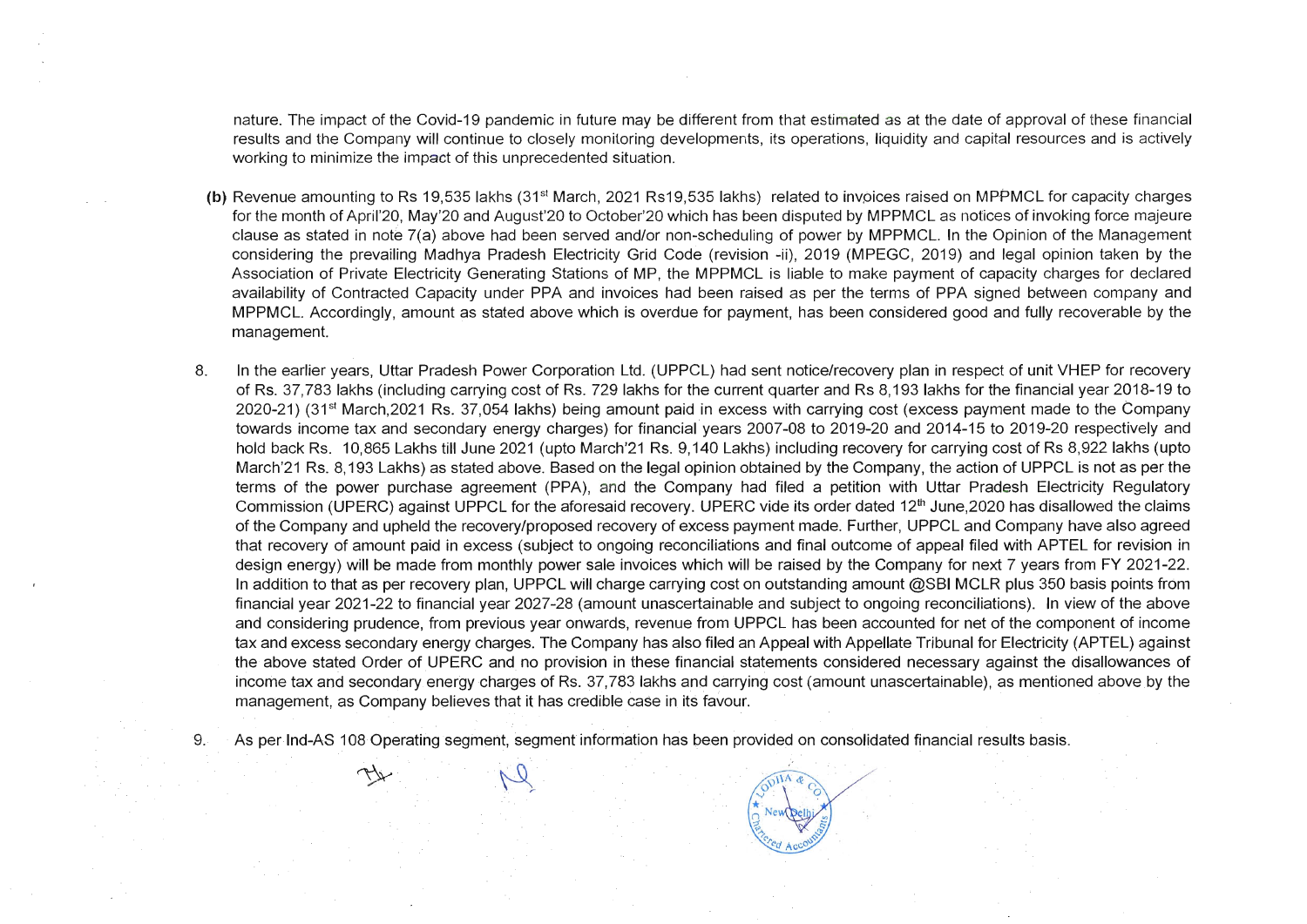nature. The impact of the Covid-19 pandemic in future may be different from that estimated as at the date of approval of these financial results and the Company will continue to closely monitoring developments, its operations, liquidity and capital resources and is actively working to minimize the impact of this unprecedented situation.

**(b)** Revenue amounting to Rs 19,535 lakhs (31st March, 2021 Rs19,535 lakhs) related to invoices raised on MPPMCL for capacity charges for the month of April'20, May'20 and August'20 to October'20 which has been disputed by MPPMCL as notices of invoking force majeure clause as stated in note 7(a) above had been served and/or non-scheduling of power by MPPMCL. In the Opinion of the Management considering the prevailing Madhya Pradesh Electricity Grid Code (revision -ii), 2019 (MPEGC, 2019) and legal opinion taken by the Association of Private Electricity Generating Stations of MP, the MPPMCL is liable to make payment of capacity charges for declared availability of Contracted Capacity under PPA and invoices had been raised as per the terms of PPA signed between company and MPPMCL. Accordingly, amount as stated above which is overdue for payment, has been considered good and fully recoverable by the management.

8. In the earlier years, Uttar Pradesh Power Corporation Ltd. (UPPCL) had sent notice/recovery plan in respect of unit VHEP for recovery of Rs. 37,783 lakhs (including carrying cost of Rs. 729 lakhs for the current quarter and Rs 8,193 lakhs for the financial year 2018-19 to 2020-21) (31st March,2021 Rs. 37,054 lakhs) being amount paid in excess with carrying cost (excess payment made to the Company towards income tax and secondary energy charges) for financial years 2007-08 to 2019-20 and 2014-15 to 2019-20 respectively and hold back Rs. 10,865 Lakhs till June 2021 (upto March'21 Rs. 9,140 Lakhs) including recovery for carrying cost of Rs 8,922 lakhs (upto March'21 Rs. 8,193 Lakhs) as stated above. Based on the legal opinion obtained by the Company, the action of UPPCL is not as per the terms of the power purchase agreement (PPA), and the Company had filed a petition with Uttar Pradesh Electricity Regulatory Commission (UPERC) against UPPCL for the aforesaid recovery. UPERC vide its order dated 12th June,2020 has disallowed the claims of the Company and upheld the recovery/proposed recovery of excess payment made. Further, UPPCL and Company have also agreed that recovery of amount paid in excess (subject to ongoing reconciliations and final outcome of appeal filed with APTEL for revision in design energy) will be made from monthly power sale invoices which will be raised by the Company for next 7 years from FY 2021-22. In addition to that as per recovery plan, UPPCL will charge carrying cost on outstanding amount @SBI MCLR plus 350 basis points from financial year 2021-22 to financial year 2027-28 (amount unascertainable and subject to ongoing reconciliations). In view of the above and considering prudence, from previous year onwards, revenue from UPPCL has been accounted for net of the component of income tax and excess secondary energy charges. The Company has also filed an Appeal with Appellate Tribunal for Electricity (APTEL) against the above stated Order of UPERC and no provision in these financial statements considered necessary against the disallowances of income tax and secondary energy charges of Rs. 37,783 lakhs and carrying cost (amount unascertainable), as mentioned above by the management, as Company believes that it has credible case in its favour.

9. As per Ind-AS 108 Operating segment, segment information has been provided on consolidated financial results basis.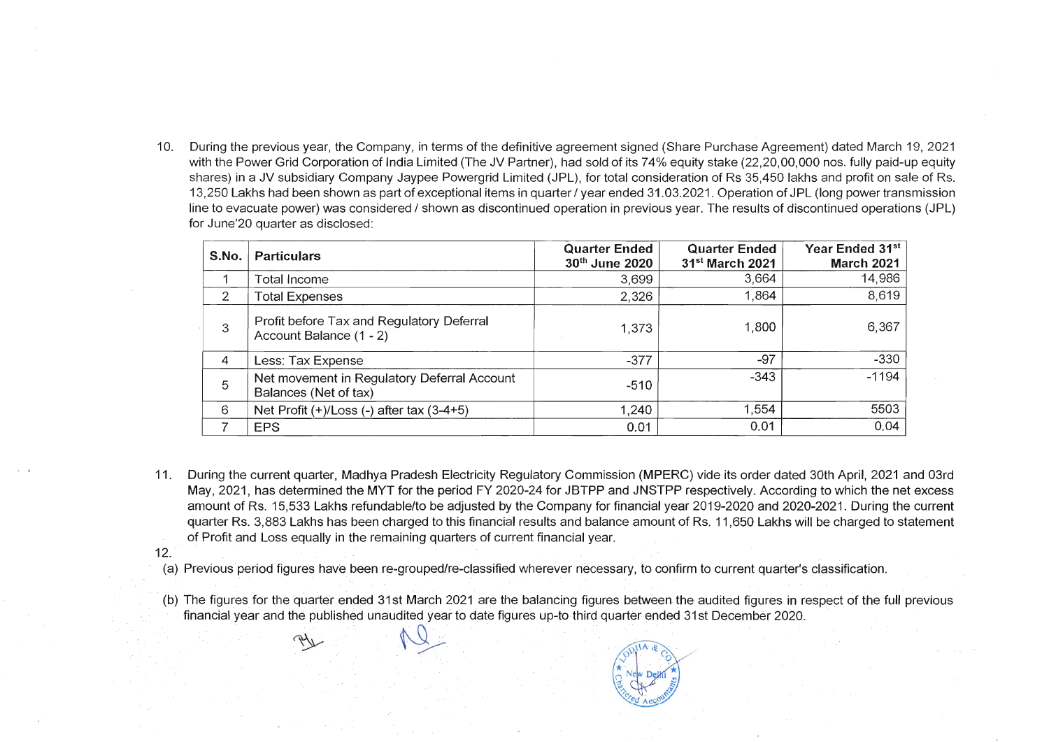10. During the previous year, the Company, in terms of the definitive agreement signed (Share Purchase Agreement) dated March 19, 2021 with the Power Grid Corporation of India Limited (The JV Partner), had sold of its 74% equity stake (22,20,00,000 nos. fully paid-up equity shares) in a JV subsidiary Company Jaypee Powergrid Limited (JPL), for total consideration of Rs 35,450 lakhs and profit on sale of Rs. 13,250 Lakhs had been shown as part of exceptional items in quarter / year ended 31.03.2021. Operation of JPL (long power transmission line to evacuate power) was considered / shown as discontinued operation in previous year. The results of discontinued operations (JPL) for June'20 quarter as disclosed:

| S.No. | Particulars | Quarter Ended 30th June 2020 | Quarter Ended 31st March 2021 | Year Ended 31st March 2021 |
|---|---|---|---|---|
| 1 | Total Income | 3,699 | 3,664 | 14,986 |
| 2 | Total Expenses | 2,326 | 1,864 | 8,619 |
| 3 | Profit before Tax and Regulatory Deferral Account Balance (1 - 2) | 1,373 | 1,800 | 6,367 |
| 4 | Less: Tax Expense | -377 | -97 | -330 |
| 5 | Net movement in Regulatory Deferral Account Balances (Net of tax) | -510 | -343 | -1194 |
| 6 | Net Profit (+)/Loss (-) after tax (3-4+5) | 1,240 | 1,554 | 5503 |
| 7 | EPS | 0.01 | 0.01 | 0.04 |

11. During the current quarter, Madhya Pradesh Electricity Regulatory Commission (MPERC) vide its order dated 30th April, 2021 and 03rd May, 2021, has determined the MYT for the period FY 2020-24 for JBTPP and JNSTPP respectively. According to which the net excess amount of Rs. 15,533 Lakhs refundable/to be adjusted by the Company for financial year 2019-2020 and 2020-2021. During the current quarter Rs. 3,883 Lakhs has been charged to this financial results and balance amount of Rs. 11,650 Lakhs will be charged to statement of Profit and Loss equally in the remaining quarters of current financial year.

12.

(a) Previous period figures have been re-grouped/re-classified wherever necessary, to confirm to current quarter's classification.

(b) The figures for the quarter ended 31st March 2021 are the balancing figures between the audited figures in respect of the full previous financial year and the published unaudited year to date figures up-to third quarter ended 31st December 2020.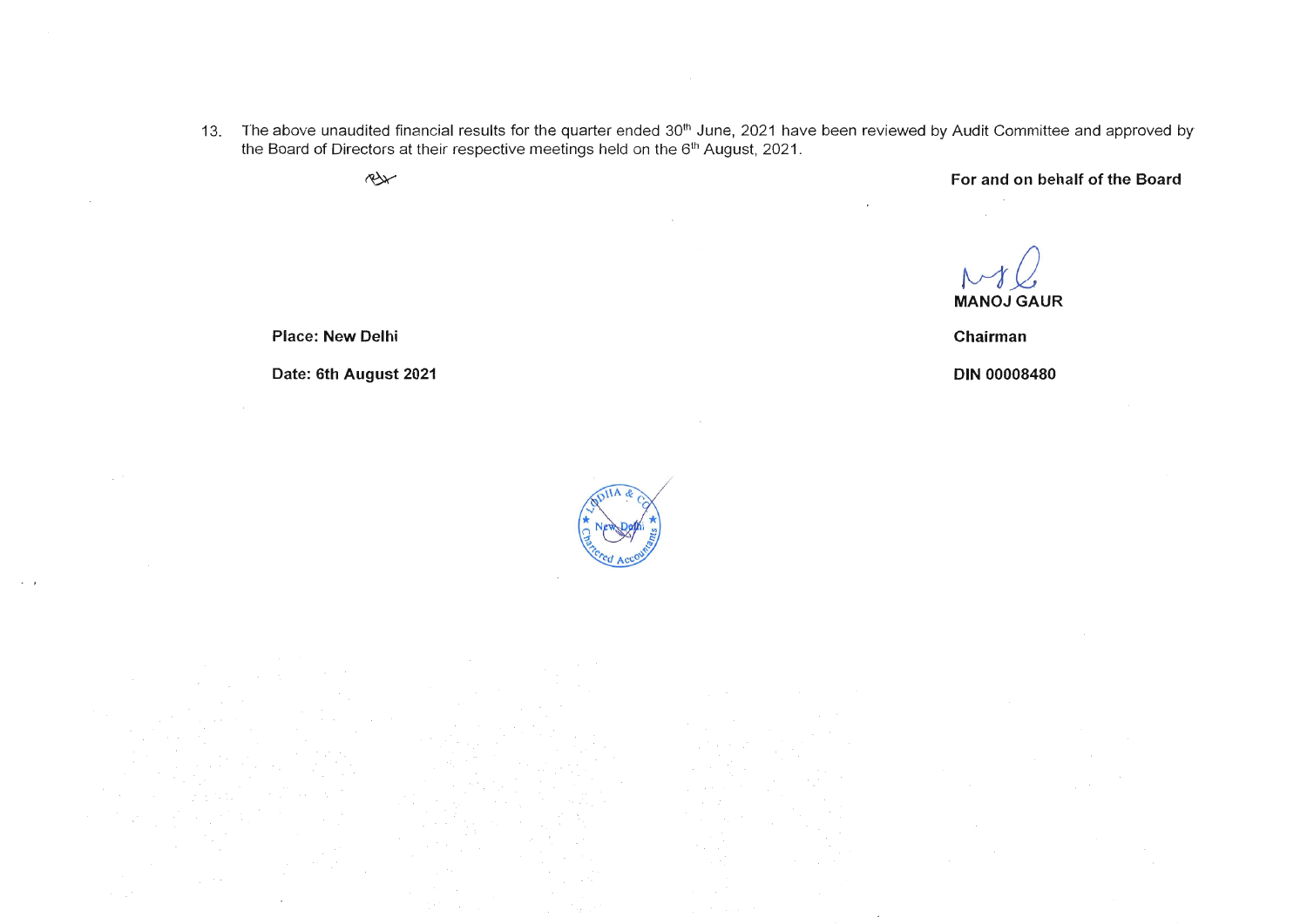13. The above unaudited financial results for the quarter ended 30th June, 2021 have been reviewed by Audit Committee and approved by the Board of Directors at their respective meetings held on the 6th August, 2021.

**For and on behalf of the Board**

**MANOJ GAUR**

**Chairman**

**DIN 00008480**

**Place: New Delhi**

**Date: 6th August 2021**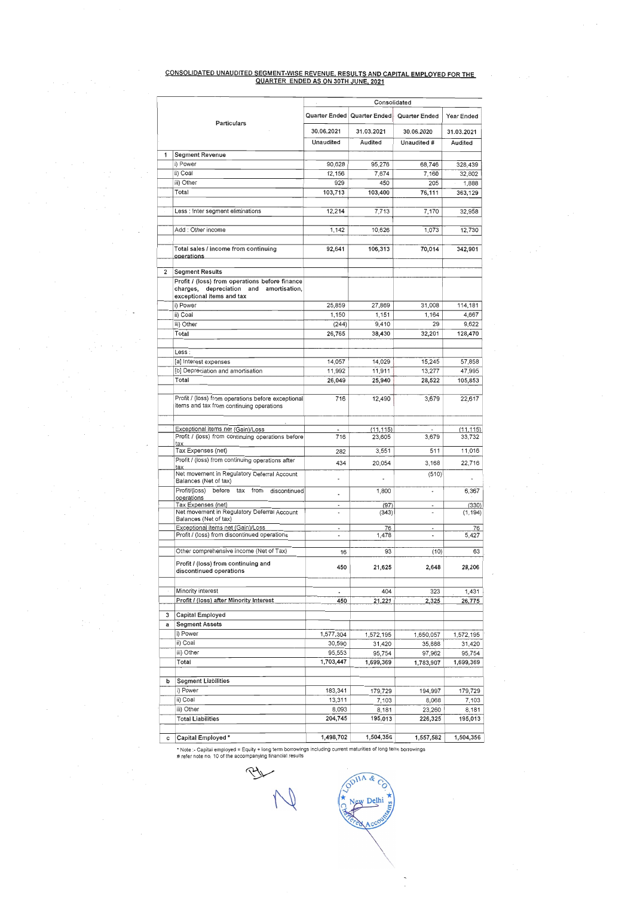## CONSOLIDATED UNAUDITED SEGMENT-WISE REVENUE, RESULTS AND CAPITAL EMPLOYED FOR THE QUARTER ENDED AS ON 30TH JUNE, 2021

| | Particulars | Consolidated | | | |
|---|---|---|---|---|---|
| | | Quarter Ended | Quarter Ended | Quarter Ended | Year Ended |
| | | 30.06.2021 | 31.03.2021 | 30.06.2020 | 31.03.2021 |
| | | Unaudited | Audited | Unaudited # | Audited |
| 1 | Segment Revenue | | | | |
| | i) Power | 90,628 | 95,276 | 68,746 | 328,439 |
| | ii) Coal | 12,156 | 7,674 | 7,160 | 32,802 |
| | iii) Other | 929 | 450 | 205 | 1,888 |
| | Total | 103,713 | 103,400 | 76,111 | 363,129 |
| | Less : Inter segment eliminations | 12,214 | 7,713 | 7,170 | 32,958 |
| | Add : Other income | 1,142 | 10,626 | 1,073 | 12,730 |
| | Total sales / income from continuing operations | 92,641 | 106,313 | 70,014 | 342,901 |
| 2 | Segment Results | | | | |
| | Profit / (loss) from operations before finance charges, depreciation and amortisation, exceptional items and tax | | | | |
| | i) Power | 25,859 | 27,869 | 31,008 | 114,181 |
| | ii) Coal | 1,150 | 1,151 | 1,164 | 4,667 |
| | iii) Other | (244) | 9,410 | 29 | 9,622 |
| | Total | 26,765 | 38,430 | 32,201 | 128,470 |
| | Less : | | | | |
| | [a] Interest expenses | 14,057 | 14,029 | 15,245 | 57,858 |
| | [b] Depreciation and amortisation | 11,992 | 11,911 | 13,277 | 47,995 |
| | Total | 26,049 | 25,940 | 28,522 | 105,853 |
| | Profit / (loss) from operations before exceptional items and tax from continuing operations | 716 | 12,490 | 3,679 | 22,617 |
| | Exceptional items net (Gain)/Loss | - | (11,115) | - | (11,115) |
| | Profit / (loss) from continuing operations before tax | 716 | 23,605 | 3,679 | 33,732 |
| | Tax Expenses (net) | 282 | 3,551 | 511 | 11,016 |
| | Profit / (loss) from continuing operations after tax | 434 | 20,054 | 3,168 | 22,716 |
| | Net movement in Regulatory Deferral Account Balances (Net of tax) | - | - | (510) | - |
| | Profit/(loss) before tax from discontinued operations | - | 1,800 | - | 6,367 |
| | Tax Expenses (net) | - | (97) | - | (330) |
| | Net movement in Regulatory Deferral Account Balances (Net of tax) | - | (343) | - | (1,194) |
| | Exceptional items net (Gain)/Loss | - | 76 | - | 76 |
| | Profit / (loss) from discontinued operations | - | 1,478 | - | 5,427 |
| | Other comprehensive income (Net of Tax) | 16 | 93 | (10) | 63 |
| | Profit / (loss) from continuing and discontinued operations | 450 | 21,625 | 2,648 | 28,206 |
| | Minority interest | - | 404 | 323 | 1,431 |
| | Profit / (loss) after Minority Interest | 450 | 21,221 | 2,325 | 26,775 |
| 3 | Capital Employed | | | | |
| a | Segment Assets | | | | |
| | i) Power | 1,577,304 | 1,572,195 | 1,650,057 | 1,572,195 |
| | ii) Coal | 30,590 | 31,420 | 35,888 | 31,420 |
| | iii) Other | 95,553 | 95,754 | 97,962 | 95,754 |
| | Total | 1,703,447 | 1,699,369 | 1,783,907 | 1,699,369 |
| b | Segment Liabilities | | | | |
| | i) Power | 183,341 | 179,729 | 194,997 | 179,729 |
| | ii) Coal | 13,311 | 7,103 | 8,068 | 7,103 |
| | iii) Other | 8,093 | 8,181 | 23,260 | 8,181 |
| | Total Liabilities | 204,745 | 195,013 | 226,325 | 195,013 |
| c | Capital Employed * | 1,498,702 | 1,504,356 | 1,557,582 | 1,504,356 |

* Note :- Capital employed = Equity + long term borrowings including current maturities of long term borrowings
# refer note no. 10 of the accompanying financial results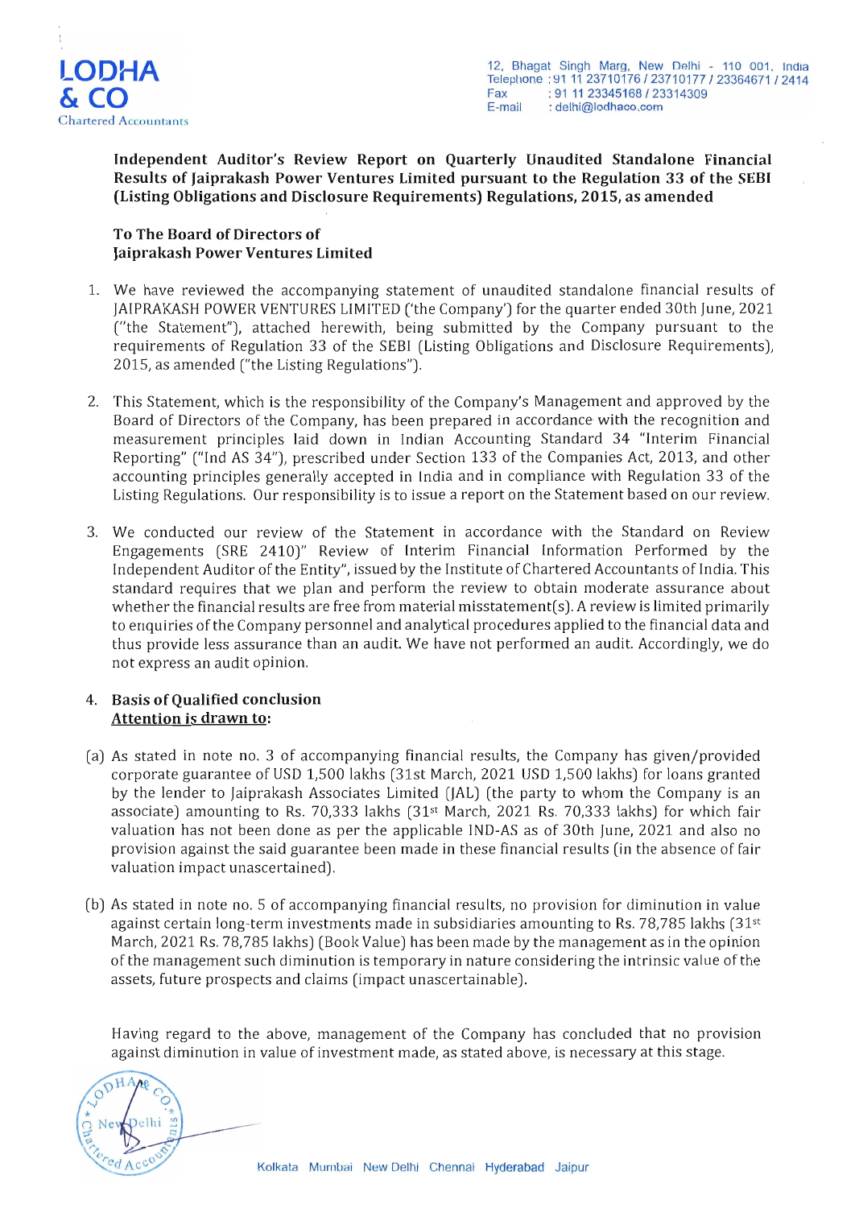**LODHA & CO**
Chartered Accountants

12, Bhagat Singh Marg, New Delhi - 110 001, India
Telephone : 91 11 23710176 / 23710177 / 23364671 / 2414
Fax : 91 11 23345168 / 23314309
E-mail : delhi@lodhaco.com

**Independent Auditor's Review Report on Quarterly Unaudited Standalone Financial Results of Jaiprakash Power Ventures Limited pursuant to the Regulation 33 of the SEBI (Listing Obligations and Disclosure Requirements) Regulations, 2015, as amended**

**To The Board of Directors of**
**Jaiprakash Power Ventures Limited**

1. We have reviewed the accompanying statement of unaudited standalone financial results of JAIPRAKASH POWER VENTURES LIMITED ('the Company') for the quarter ended 30th June, 2021 ("the Statement"), attached herewith, being submitted by the Company pursuant to the requirements of Regulation 33 of the SEBI (Listing Obligations and Disclosure Requirements), 2015, as amended ("the Listing Regulations").

2. This Statement, which is the responsibility of the Company's Management and approved by the Board of Directors of the Company, has been prepared in accordance with the recognition and measurement principles laid down in Indian Accounting Standard 34 "Interim Financial Reporting" ("Ind AS 34"), prescribed under Section 133 of the Companies Act, 2013, and other accounting principles generally accepted in India and in compliance with Regulation 33 of the Listing Regulations. Our responsibility is to issue a report on the Statement based on our review.

3. We conducted our review of the Statement in accordance with the Standard on Review Engagements (SRE 2410)" Review of Interim Financial Information Performed by the Independent Auditor of the Entity", issued by the Institute of Chartered Accountants of India. This standard requires that we plan and perform the review to obtain moderate assurance about whether the financial results are free from material misstatement(s). A review is limited primarily to enquiries of the Company personnel and analytical procedures applied to the financial data and thus provide less assurance than an audit. We have not performed an audit. Accordingly, we do not express an audit opinion.

4. **Basis of Qualified conclusion**
   **Attention is drawn to:**

(a) As stated in note no. 3 of accompanying financial results, the Company has given/provided corporate guarantee of USD 1,500 lakhs (31st March, 2021 USD 1,500 lakhs) for loans granted by the lender to Jaiprakash Associates Limited (JAL) (the party to whom the Company is an associate) amounting to Rs. 70,333 lakhs (31st March, 2021 Rs. 70,333 lakhs) for which fair valuation has not been done as per the applicable IND-AS as of 30th June, 2021 and also no provision against the said guarantee been made in these financial results (in the absence of fair valuation impact unascertained).

(b) As stated in note no. 5 of accompanying financial results, no provision for diminution in value against certain long-term investments made in subsidiaries amounting to Rs. 78,785 lakhs (31st March, 2021 Rs. 78,785 lakhs) (Book Value) has been made by the management as in the opinion of the management such diminution is temporary in nature considering the intrinsic value of the assets, future prospects and claims (impact unascertainable).

Having regard to the above, management of the Company has concluded that no provision against diminution in value of investment made, as stated above, is necessary at this stage.

Kolkata Mumbai New Delhi Chennai Hyderabad Jaipur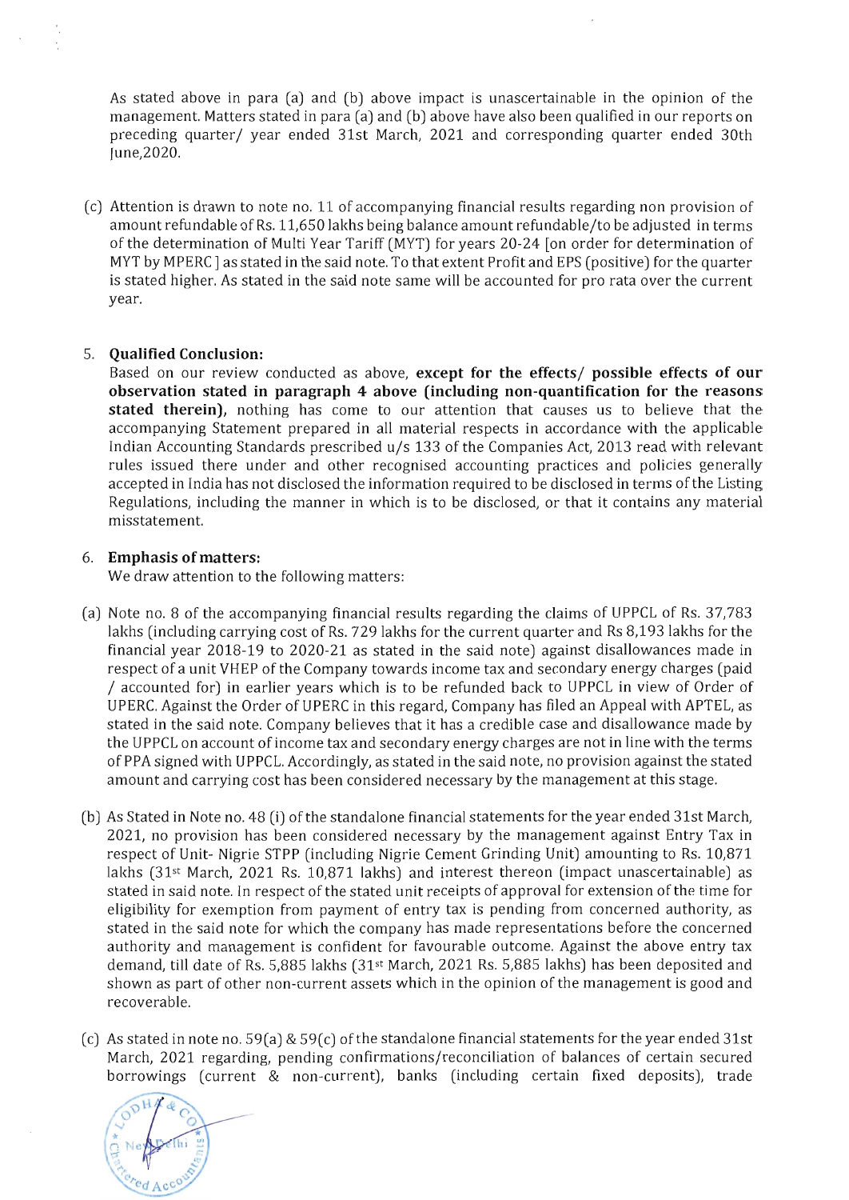As stated above in para (a) and (b) above impact is unascertainable in the opinion of the management. Matters stated in para (a) and (b) above have also been qualified in our reports on preceding quarter/ year ended 31st March, 2021 and corresponding quarter ended 30th June,2020.

(c) Attention is drawn to note no. 11 of accompanying financial results regarding non provision of amount refundable of Rs. 11,650 lakhs being balance amount refundable/to be adjusted in terms of the determination of Multi Year Tariff (MYT) for years 20-24 [on order for determination of MYT by MPERC ] as stated in the said note. To that extent Profit and EPS (positive) for the quarter is stated higher. As stated in the said note same will be accounted for pro rata over the current year.

5. **Qualified Conclusion:**

   Based on our review conducted as above, **except for the effects/ possible effects of our observation stated in paragraph 4 above (including non-quantification for the reasons stated therein)**, nothing has come to our attention that causes us to believe that the accompanying Statement prepared in all material respects in accordance with the applicable Indian Accounting Standards prescribed u/s 133 of the Companies Act, 2013 read with relevant rules issued there under and other recognised accounting practices and policies generally accepted in India has not disclosed the information required to be disclosed in terms of the Listing Regulations, including the manner in which is to be disclosed, or that it contains any material misstatement.

6. **Emphasis of matters:**

   We draw attention to the following matters:

(a) Note no. 8 of the accompanying financial results regarding the claims of UPPCL of Rs. 37,783 lakhs (including carrying cost of Rs. 729 lakhs for the current quarter and Rs 8,193 lakhs for the financial year 2018-19 to 2020-21 as stated in the said note) against disallowances made in respect of a unit VHEP of the Company towards income tax and secondary energy charges (paid / accounted for) in earlier years which is to be refunded back to UPPCL in view of Order of UPERC. Against the Order of UPERC in this regard, Company has filed an Appeal with APTEL, as stated in the said note. Company believes that it has a credible case and disallowance made by the UPPCL on account of income tax and secondary energy charges are not in line with the terms of PPA signed with UPPCL. Accordingly, as stated in the said note, no provision against the stated amount and carrying cost has been considered necessary by the management at this stage.

(b) As Stated in Note no. 48 (i) of the standalone financial statements for the year ended 31st March, 2021, no provision has been considered necessary by the management against Entry Tax in respect of Unit- Nigrie STPP (including Nigrie Cement Grinding Unit) amounting to Rs. 10,871 lakhs (31st March, 2021 Rs. 10,871 lakhs) and interest thereon (impact unascertainable) as stated in said note. In respect of the stated unit receipts of approval for extension of the time for eligibility for exemption from payment of entry tax is pending from concerned authority, as stated in the said note for which the company has made representations before the concerned authority and management is confident for favourable outcome. Against the above entry tax demand, till date of Rs. 5,885 lakhs (31st March, 2021 Rs. 5,885 lakhs) has been deposited and shown as part of other non-current assets which in the opinion of the management is good and recoverable.

(c) As stated in note no. 59(a) & 59(c) of the standalone financial statements for the year ended 31st March, 2021 regarding, pending confirmations/reconciliation of balances of certain secured borrowings (current & non-current), banks (including certain fixed deposits), trade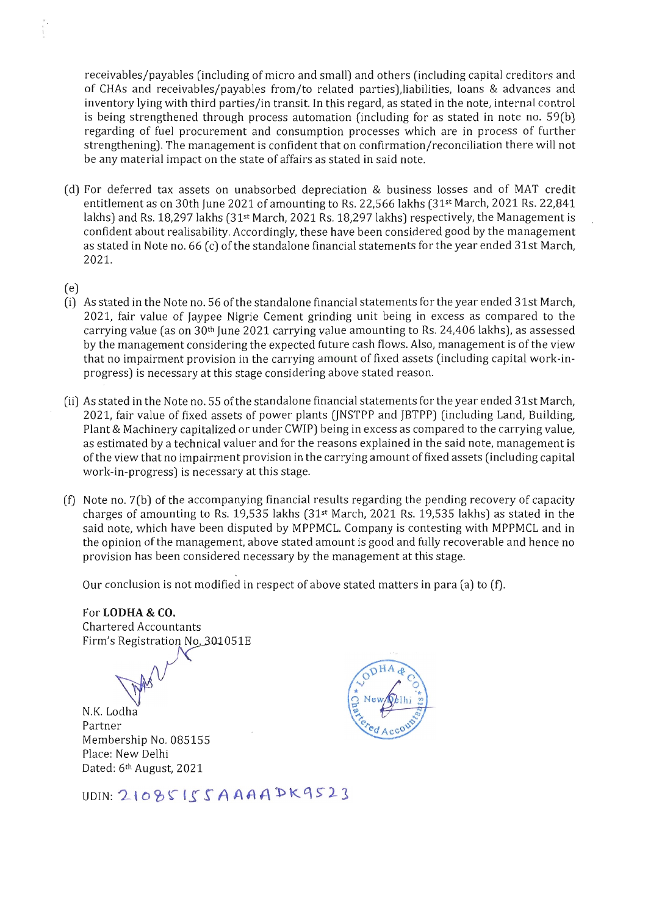receivables/payables (including of micro and small) and others (including capital creditors and of CHAs and receivables/payables from/to related parties),liabilities, loans & advances and inventory lying with third parties/in transit. In this regard, as stated in the note, internal control is being strengthened through process automation (including for as stated in note no. 59(b) regarding of fuel procurement and consumption processes which are in process of further strengthening). The management is confident that on confirmation/reconciliation there will not be any material impact on the state of affairs as stated in said note.

(d) For deferred tax assets on unabsorbed depreciation & business losses and of MAT credit entitlement as on 30th June 2021 of amounting to Rs. 22,566 lakhs (31st March, 2021 Rs. 22,841 lakhs) and Rs. 18,297 lakhs (31st March, 2021 Rs. 18,297 lakhs) respectively, the Management is confident about realisability. Accordingly, these have been considered good by the management as stated in Note no. 66 (c) of the standalone financial statements for the year ended 31st March, 2021.

(e)

(i) As stated in the Note no. 56 of the standalone financial statements for the year ended 31st March, 2021, fair value of Jaypee Nigrie Cement grinding unit being in excess as compared to the carrying value (as on 30th June 2021 carrying value amounting to Rs. 24,406 lakhs), as assessed by the management considering the expected future cash flows. Also, management is of the view that no impairment provision in the carrying amount of fixed assets (including capital work-in-progress) is necessary at this stage considering above stated reason.

(ii) As stated in the Note no. 55 of the standalone financial statements for the year ended 31st March, 2021, fair value of fixed assets of power plants (JNSTPP and JBTPP) (including Land, Building, Plant & Machinery capitalized or under CWIP) being in excess as compared to the carrying value, as estimated by a technical valuer and for the reasons explained in the said note, management is of the view that no impairment provision in the carrying amount of fixed assets (including capital work-in-progress) is necessary at this stage.

(f) Note no. 7(b) of the accompanying financial results regarding the pending recovery of capacity charges of amounting to Rs. 19,535 lakhs (31st March, 2021 Rs. 19,535 lakhs) as stated in the said note, which have been disputed by MPPMCL. Company is contesting with MPPMCL and in the opinion of the management, above stated amount is good and fully recoverable and hence no provision has been considered necessary by the management at this stage.

Our conclusion is not modified in respect of above stated matters in para (a) to (f).

For **LODHA & CO.**
Chartered Accountants
Firm's Registration No. 301051E

N.K. Lodha
Partner
Membership No. 085155
Place: New Delhi
Dated: 6th August, 2021

UDIN: 21085155AAAADK9523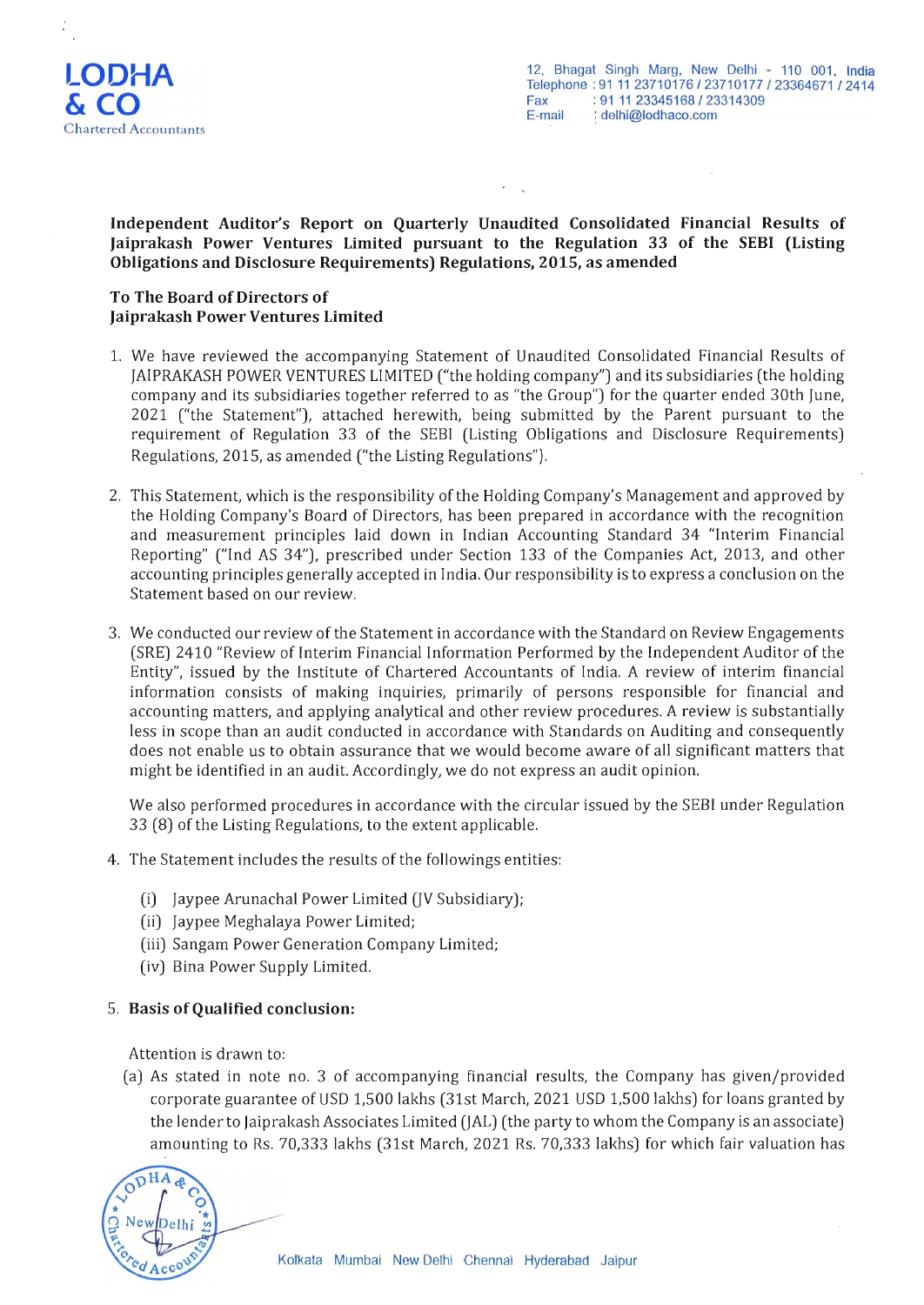**LODHA & CO**
Chartered Accountants

12, Bhagat Singh Marg, New Delhi - 110 001, India
Telephone : 91 11 23710176 / 23710177 / 23364671 / 2414
Fax : 91 11 23345168 / 23314309
E-mail : delhi@lodhaco.com

**Independent Auditor's Report on Quarterly Unaudited Consolidated Financial Results of Jaiprakash Power Ventures Limited pursuant to the Regulation 33 of the SEBI (Listing Obligations and Disclosure Requirements) Regulations, 2015, as amended**

**To The Board of Directors of**
**Jaiprakash Power Ventures Limited**

1. We have reviewed the accompanying Statement of Unaudited Consolidated Financial Results of JAIPRAKASH POWER VENTURES LIMITED ("the holding company") and its subsidiaries (the holding company and its subsidiaries together referred to as "the Group") for the quarter ended 30th June, 2021 ("the Statement"), attached herewith, being submitted by the Parent pursuant to the requirement of Regulation 33 of the SEBI (Listing Obligations and Disclosure Requirements) Regulations, 2015, as amended ("the Listing Regulations").

2. This Statement, which is the responsibility of the Holding Company's Management and approved by the Holding Company's Board of Directors, has been prepared in accordance with the recognition and measurement principles laid down in Indian Accounting Standard 34 "Interim Financial Reporting" ("Ind AS 34"), prescribed under Section 133 of the Companies Act, 2013, and other accounting principles generally accepted in India. Our responsibility is to express a conclusion on the Statement based on our review.

3. We conducted our review of the Statement in accordance with the Standard on Review Engagements (SRE) 2410 "Review of Interim Financial Information Performed by the Independent Auditor of the Entity", issued by the Institute of Chartered Accountants of India. A review of interim financial information consists of making inquiries, primarily of persons responsible for financial and accounting matters, and applying analytical and other review procedures. A review is substantially less in scope than an audit conducted in accordance with Standards on Auditing and consequently does not enable us to obtain assurance that we would become aware of all significant matters that might be identified in an audit. Accordingly, we do not express an audit opinion.

   We also performed procedures in accordance with the circular issued by the SEBI under Regulation 33 (8) of the Listing Regulations, to the extent applicable.

4. The Statement includes the results of the followings entities:

   (i) Jaypee Arunachal Power Limited (JV Subsidiary);
   (ii) Jaypee Meghalaya Power Limited;
   (iii) Sangam Power Generation Company Limited;
   (iv) Bina Power Supply Limited.

5. **Basis of Qualified conclusion:**

   Attention is drawn to:

   (a) As stated in note no. 3 of accompanying financial results, the Company has given/provided corporate guarantee of USD 1,500 lakhs (31st March, 2021 USD 1,500 lakhs) for loans granted by the lender to Jaiprakash Associates Limited (JAL) (the party to whom the Company is an associate) amounting to Rs. 70,333 lakhs (31st March, 2021 Rs. 70,333 lakhs) for which fair valuation has

Kolkata Mumbai New Delhi Chennai Hyderabad Jaipur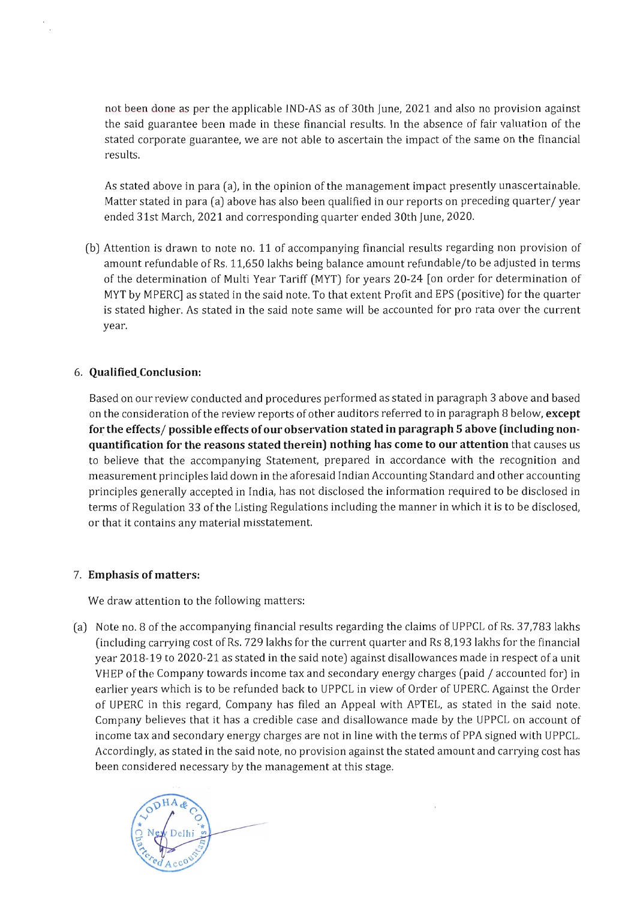not been done as per the applicable IND-AS as of 30th June, 2021 and also no provision against the said guarantee been made in these financial results. In the absence of fair valuation of the stated corporate guarantee, we are not able to ascertain the impact of the same on the financial results.

As stated above in para (a), in the opinion of the management impact presently unascertainable. Matter stated in para (a) above has also been qualified in our reports on preceding quarter/ year ended 31st March, 2021 and corresponding quarter ended 30th June, 2020.

(b) Attention is drawn to note no. 11 of accompanying financial results regarding non provision of amount refundable of Rs. 11,650 lakhs being balance amount refundable/to be adjusted in terms of the determination of Multi Year Tariff (MYT) for years 20-24 [on order for determination of MYT by MPERC] as stated in the said note. To that extent Profit and EPS (positive) for the quarter is stated higher. As stated in the said note same will be accounted for pro rata over the current year.

6. **Qualified Conclusion:**

Based on our review conducted and procedures performed as stated in paragraph 3 above and based on the consideration of the review reports of other auditors referred to in paragraph 8 below, **except for the effects/ possible effects of our observation stated in paragraph 5 above (including non-quantification for the reasons stated therein) nothing has come to our attention** that causes us to believe that the accompanying Statement, prepared in accordance with the recognition and measurement principles laid down in the aforesaid Indian Accounting Standard and other accounting principles generally accepted in India, has not disclosed the information required to be disclosed in terms of Regulation 33 of the Listing Regulations including the manner in which it is to be disclosed, or that it contains any material misstatement.

7. **Emphasis of matters:**

We draw attention to the following matters:

(a) Note no. 8 of the accompanying financial results regarding the claims of UPPCL of Rs. 37,783 lakhs (including carrying cost of Rs. 729 lakhs for the current quarter and Rs 8,193 lakhs for the financial year 2018-19 to 2020-21 as stated in the said note) against disallowances made in respect of a unit VHEP of the Company towards income tax and secondary energy charges (paid / accounted for) in earlier years which is to be refunded back to UPPCL in view of Order of UPERC. Against the Order of UPERC in this regard, Company has filed an Appeal with APTEL, as stated in the said note. Company believes that it has a credible case and disallowance made by the UPPCL on account of income tax and secondary energy charges are not in line with the terms of PPA signed with UPPCL. Accordingly, as stated in the said note, no provision against the stated amount and carrying cost has been considered necessary by the management at this stage.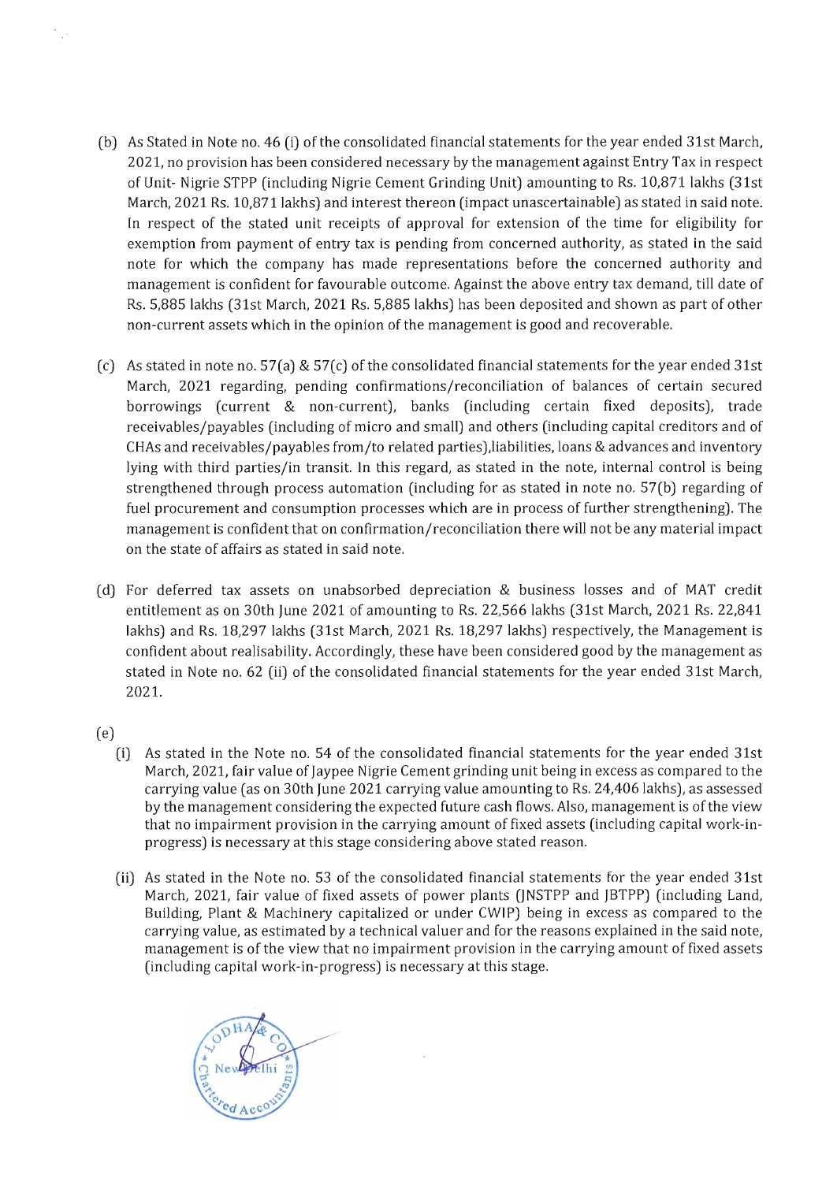(b) As Stated in Note no. 46 (i) of the consolidated financial statements for the year ended 31st March, 2021, no provision has been considered necessary by the management against Entry Tax in respect of Unit- Nigrie STPP (including Nigrie Cement Grinding Unit) amounting to Rs. 10,871 lakhs (31st March, 2021 Rs. 10,871 lakhs) and interest thereon (impact unascertainable) as stated in said note. In respect of the stated unit receipts of approval for extension of the time for eligibility for exemption from payment of entry tax is pending from concerned authority, as stated in the said note for which the company has made representations before the concerned authority and management is confident for favourable outcome. Against the above entry tax demand, till date of Rs. 5,885 lakhs (31st March, 2021 Rs. 5,885 lakhs) has been deposited and shown as part of other non-current assets which in the opinion of the management is good and recoverable.

(c) As stated in note no. 57(a) & 57(c) of the consolidated financial statements for the year ended 31st March, 2021 regarding, pending confirmations/reconciliation of balances of certain secured borrowings (current & non-current), banks (including certain fixed deposits), trade receivables/payables (including of micro and small) and others (including capital creditors and of CHAs and receivables/payables from/to related parties),liabilities, loans & advances and inventory lying with third parties/in transit. In this regard, as stated in the note, internal control is being strengthened through process automation (including for as stated in note no. 57(b) regarding of fuel procurement and consumption processes which are in process of further strengthening). The management is confident that on confirmation/reconciliation there will not be any material impact on the state of affairs as stated in said note.

(d) For deferred tax assets on unabsorbed depreciation & business losses and of MAT credit entitlement as on 30th June 2021 of amounting to Rs. 22,566 lakhs (31st March, 2021 Rs. 22,841 lakhs) and Rs. 18,297 lakhs (31st March, 2021 Rs. 18,297 lakhs) respectively, the Management is confident about realisability. Accordingly, these have been considered good by the management as stated in Note no. 62 (ii) of the consolidated financial statements for the year ended 31st March, 2021.

(e)

(i) As stated in the Note no. 54 of the consolidated financial statements for the year ended 31st March, 2021, fair value of Jaypee Nigrie Cement grinding unit being in excess as compared to the carrying value (as on 30th June 2021 carrying value amounting to Rs. 24,406 lakhs), as assessed by the management considering the expected future cash flows. Also, management is of the view that no impairment provision in the carrying amount of fixed assets (including capital work-in-progress) is necessary at this stage considering above stated reason.

(ii) As stated in the Note no. 53 of the consolidated financial statements for the year ended 31st March, 2021, fair value of fixed assets of power plants (JNSTPP and JBTPP) (including Land, Building, Plant & Machinery capitalized or under CWIP) being in excess as compared to the carrying value, as estimated by a technical valuer and for the reasons explained in the said note, management is of the view that no impairment provision in the carrying amount of fixed assets (including capital work-in-progress) is necessary at this stage.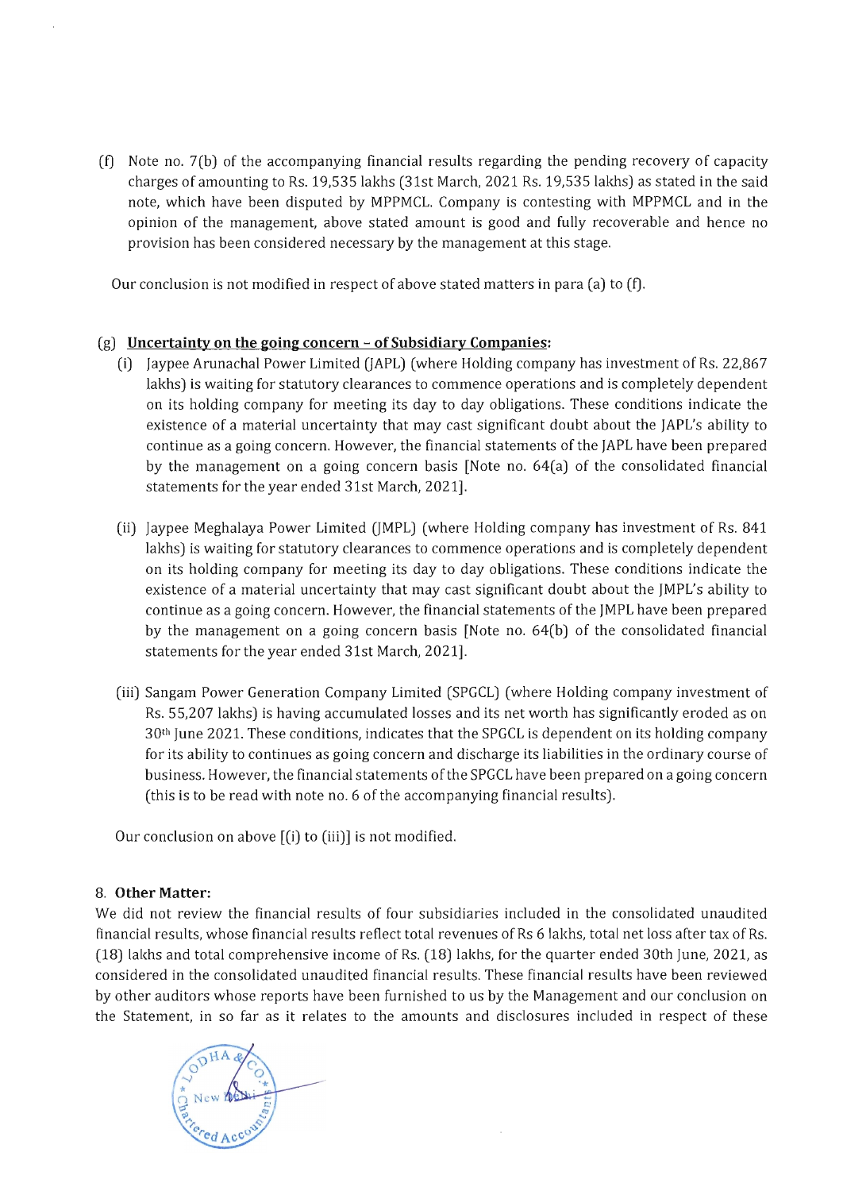(f) Note no. 7(b) of the accompanying financial results regarding the pending recovery of capacity charges of amounting to Rs. 19,535 lakhs (31st March, 2021 Rs. 19,535 lakhs) as stated in the said note, which have been disputed by MPPMCL. Company is contesting with MPPMCL and in the opinion of the management, above stated amount is good and fully recoverable and hence no provision has been considered necessary by the management at this stage.

Our conclusion is not modified in respect of above stated matters in para (a) to (f).

(g) **Uncertainty on the going concern – of Subsidiary Companies:**

(i) Jaypee Arunachal Power Limited (JAPL) (where Holding company has investment of Rs. 22,867 lakhs) is waiting for statutory clearances to commence operations and is completely dependent on its holding company for meeting its day to day obligations. These conditions indicate the existence of a material uncertainty that may cast significant doubt about the JAPL's ability to continue as a going concern. However, the financial statements of the JAPL have been prepared by the management on a going concern basis [Note no. 64(a) of the consolidated financial statements for the year ended 31st March, 2021].

(ii) Jaypee Meghalaya Power Limited (JMPL) (where Holding company has investment of Rs. 841 lakhs) is waiting for statutory clearances to commence operations and is completely dependent on its holding company for meeting its day to day obligations. These conditions indicate the existence of a material uncertainty that may cast significant doubt about the JMPL's ability to continue as a going concern. However, the financial statements of the JMPL have been prepared by the management on a going concern basis [Note no. 64(b) of the consolidated financial statements for the year ended 31st March, 2021].

(iii) Sangam Power Generation Company Limited (SPGCL) (where Holding company investment of Rs. 55,207 lakhs) is having accumulated losses and its net worth has significantly eroded as on 30th June 2021. These conditions, indicates that the SPGCL is dependent on its holding company for its ability to continues as going concern and discharge its liabilities in the ordinary course of business. However, the financial statements of the SPGCL have been prepared on a going concern (this is to be read with note no. 6 of the accompanying financial results).

Our conclusion on above [(i) to (iii)] is not modified.

8. **Other Matter:**

We did not review the financial results of four subsidiaries included in the consolidated unaudited financial results, whose financial results reflect total revenues of Rs 6 lakhs, total net loss after tax of Rs. (18) lakhs and total comprehensive income of Rs. (18) lakhs, for the quarter ended 30th June, 2021, as considered in the consolidated unaudited financial results. These financial results have been reviewed by other auditors whose reports have been furnished to us by the Management and our conclusion on the Statement, in so far as it relates to the amounts and disclosures included in respect of these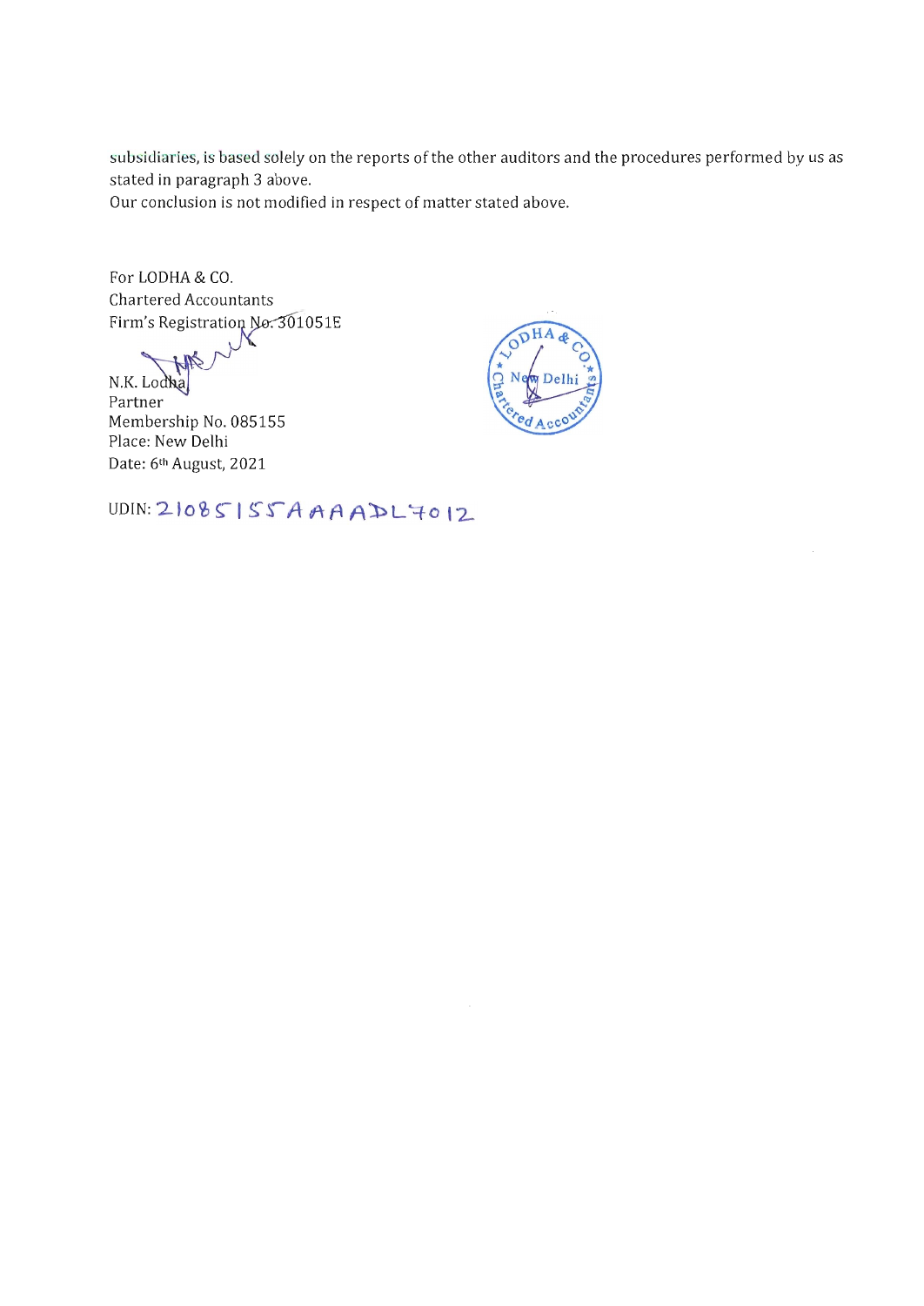subsidiaries, is based solely on the reports of the other auditors and the procedures performed by us as stated in paragraph 3 above.

Our conclusion is not modified in respect of matter stated above.

For LODHA & CO.
Chartered Accountants
Firm's Registration No. 301051E

N.K. Lodha
Partner
Membership No. 085155
Place: New Delhi
Date: 6th August, 2021

UDIN: 21085155AAAADL7012